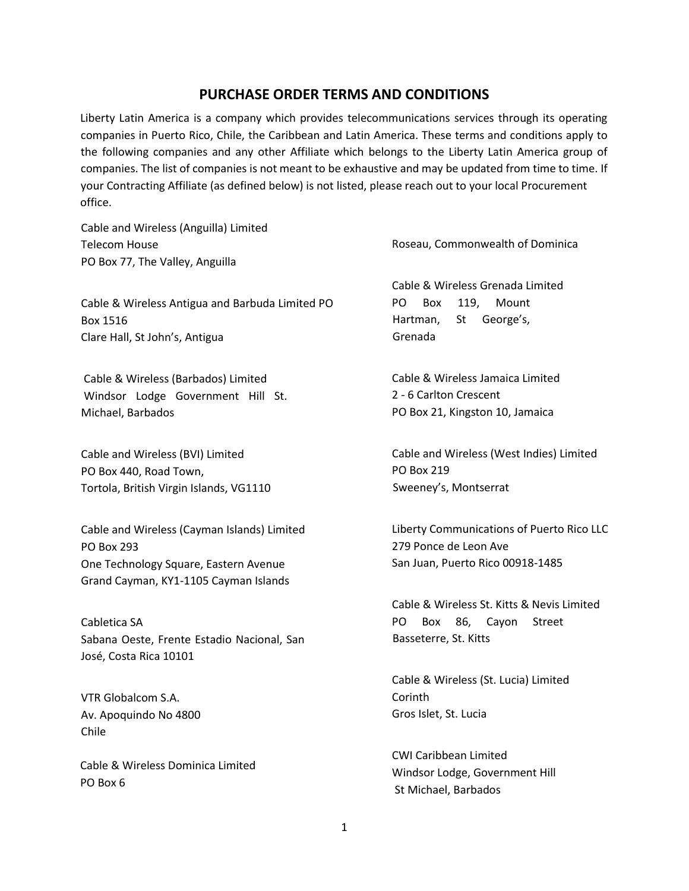# PURCHASE ORDER TERMS AND CONDITIONS

Liberty Latin America is a company which provides telecommunications services through its operating companies in Puerto Rico, Chile, the Caribbean and Latin America. These terms and conditions apply to the following companies and any other Affiliate which belongs to the Liberty Latin America group of companies. The list of companies is not meant to be exhaustive and may be updated from time to time. If your Contracting Affiliate (as defined below) is not listed, please reach out to your local Procurement office.

Cable and Wireless (Anguilla) Limited
Telecom House
PO Box 77, The Valley, Anguilla

Cable & Wireless Antigua and Barbuda Limited PO Box 1516
Clare Hall, St John's, Antigua

Cable & Wireless (Barbados) Limited
Windsor Lodge Government Hill St. Michael, Barbados

Cable and Wireless (BVI) Limited
PO Box 440, Road Town,
Tortola, British Virgin Islands, VG1110

Cable and Wireless (Cayman Islands) Limited
PO Box 293
One Technology Square, Eastern Avenue
Grand Cayman, KY1-1105 Cayman Islands

Cabletica SA
Sabana Oeste, Frente Estadio Nacional, San José, Costa Rica 10101

VTR Globalcom S.A.
Av. Apoquindo No 4800
Chile

Cable & Wireless Dominica Limited
PO Box 6
Roseau, Commonwealth of Dominica

Cable & Wireless Grenada Limited
PO Box 119, Mount Hartman, St George's, Grenada

Cable & Wireless Jamaica Limited
2 - 6 Carlton Crescent
PO Box 21, Kingston 10, Jamaica

Cable and Wireless (West Indies) Limited
PO Box 219
Sweeney's, Montserrat

Liberty Communications of Puerto Rico LLC
279 Ponce de Leon Ave
San Juan, Puerto Rico 00918-1485

Cable & Wireless St. Kitts & Nevis Limited
PO Box 86, Cayon Street
Basseterre, St. Kitts

Cable & Wireless (St. Lucia) Limited
Corinth
Gros Islet, St. Lucia

CWI Caribbean Limited
Windsor Lodge, Government Hill
St Michael, Barbados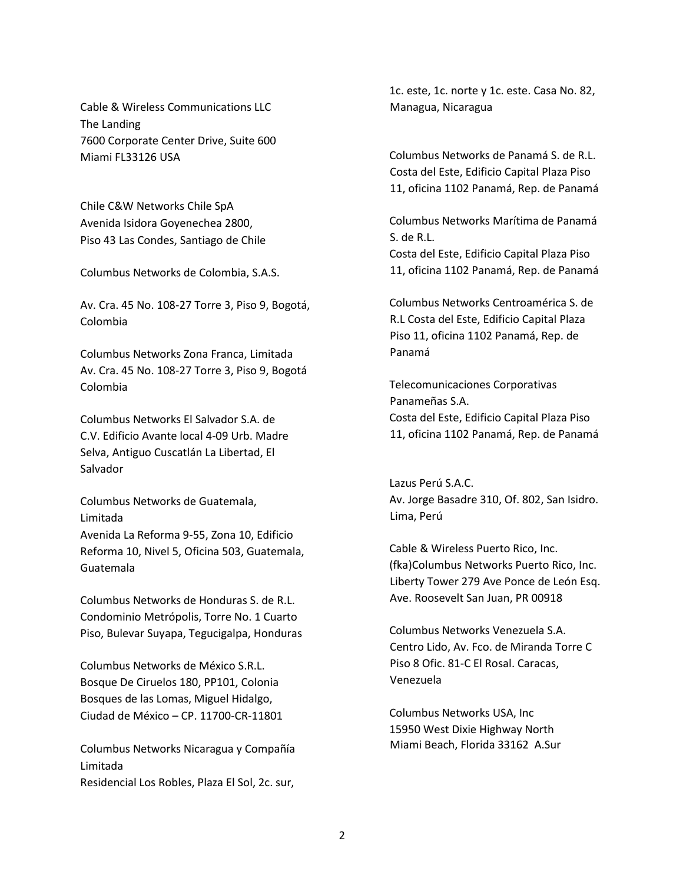Cable & Wireless Communications LLC
The Landing
7600 Corporate Center Drive, Suite 600
Miami FL33126 USA

Chile C&W Networks Chile SpA
Avenida Isidora Goyenechea 2800,
Piso 43 Las Condes, Santiago de Chile

Columbus Networks de Colombia, S.A.S.

Av. Cra. 45 No. 108-27 Torre 3, Piso 9, Bogotá, Colombia

Columbus Networks Zona Franca, Limitada
Av. Cra. 45 No. 108-27 Torre 3, Piso 9, Bogotá Colombia

Columbus Networks El Salvador S.A. de C.V. Edificio Avante local 4-09 Urb. Madre Selva, Antiguo Cuscatlán La Libertad, El Salvador

Columbus Networks de Guatemala, Limitada
Avenida La Reforma 9-55, Zona 10, Edificio Reforma 10, Nivel 5, Oficina 503, Guatemala, Guatemala

Columbus Networks de Honduras S. de R.L.
Condominio Metrópolis, Torre No. 1 Cuarto Piso, Bulevar Suyapa, Tegucigalpa, Honduras

Columbus Networks de México S.R.L.
Bosque De Ciruelos 180, PP101, Colonia Bosques de las Lomas, Miguel Hidalgo, Ciudad de México – CP. 11700-CR-11801

Columbus Networks Nicaragua y Compañía Limitada
Residencial Los Robles, Plaza El Sol, 2c. sur, 1c. este, 1c. norte y 1c. este. Casa No. 82, Managua, Nicaragua

Columbus Networks de Panamá S. de R.L.
Costa del Este, Edificio Capital Plaza Piso 11, oficina 1102 Panamá, Rep. de Panamá

Columbus Networks Marítima de Panamá S. de R.L.
Costa del Este, Edificio Capital Plaza Piso 11, oficina 1102 Panamá, Rep. de Panamá

Columbus Networks Centroamérica S. de R.L Costa del Este, Edificio Capital Plaza Piso 11, oficina 1102 Panamá, Rep. de Panamá

Telecomunicaciones Corporativas Panameñas S.A.
Costa del Este, Edificio Capital Plaza Piso 11, oficina 1102 Panamá, Rep. de Panamá

Lazus Perú S.A.C.
Av. Jorge Basadre 310, Of. 802, San Isidro. Lima, Perú

Cable & Wireless Puerto Rico, Inc.
(fka)Columbus Networks Puerto Rico, Inc.
Liberty Tower 279 Ave Ponce de León Esq. Ave. Roosevelt San Juan, PR 00918

Columbus Networks Venezuela S.A.
Centro Lido, Av. Fco. de Miranda Torre C Piso 8 Ofic. 81-C El Rosal. Caracas, Venezuela

Columbus Networks USA, Inc
15950 West Dixie Highway North
Miami Beach, Florida 33162 A.Sur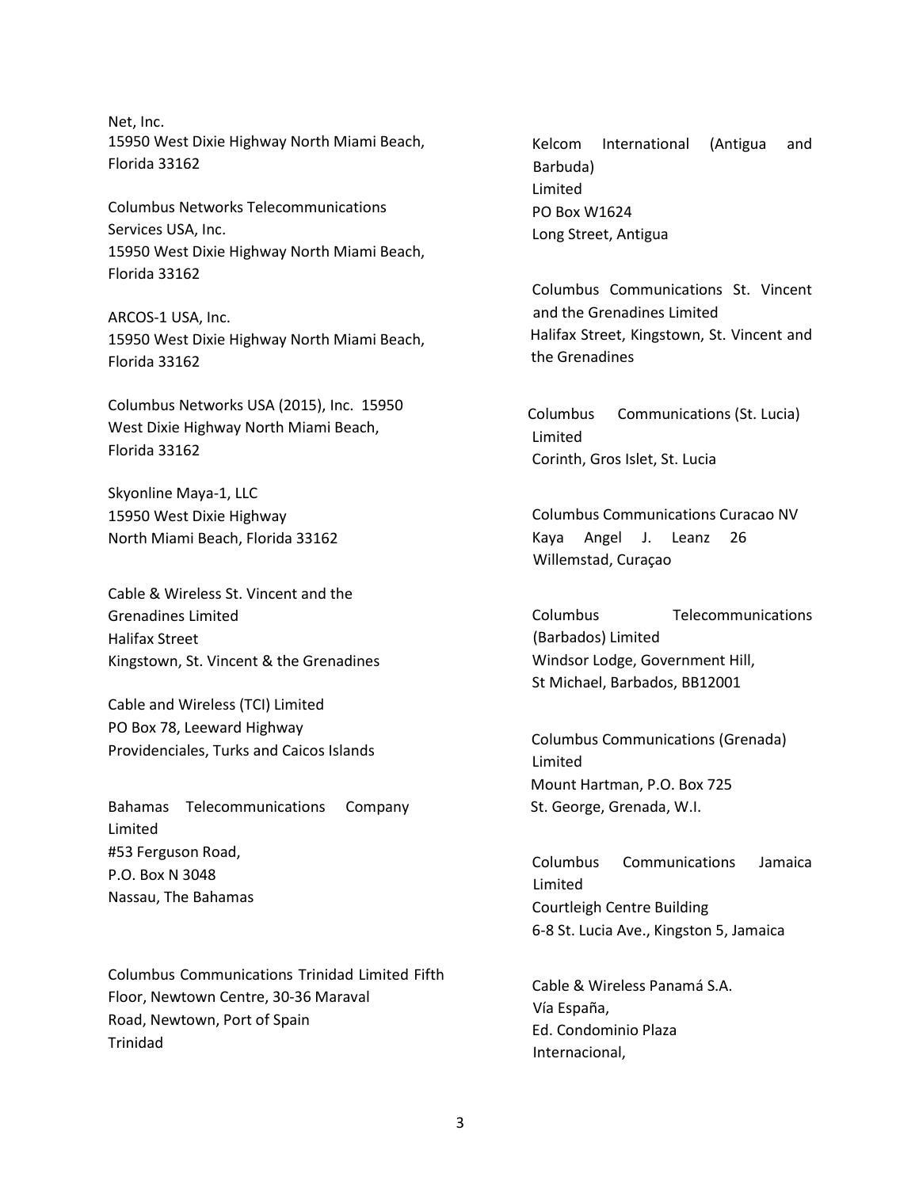Net, Inc.
15950 West Dixie Highway North Miami Beach,
Florida 33162

Columbus Networks Telecommunications
Services USA, Inc.
15950 West Dixie Highway North Miami Beach,
Florida 33162

ARCOS-1 USA, Inc.
15950 West Dixie Highway North Miami Beach,
Florida 33162

Columbus Networks USA (2015), Inc. 15950
West Dixie Highway North Miami Beach,
Florida 33162

Skyonline Maya-1, LLC
15950 West Dixie Highway
North Miami Beach, Florida 33162

Cable & Wireless St. Vincent and the
Grenadines Limited
Halifax Street
Kingstown, St. Vincent & the Grenadines

Cable and Wireless (TCI) Limited
PO Box 78, Leeward Highway
Providenciales, Turks and Caicos Islands

Bahamas Telecommunications Company
Limited
#53 Ferguson Road,
P.O. Box N 3048
Nassau, The Bahamas

Columbus Communications Trinidad Limited Fifth
Floor, Newtown Centre, 30-36 Maraval
Road, Newtown, Port of Spain
Trinidad

Kelcom International (Antigua and
Barbuda)
Limited
PO Box W1624
Long Street, Antigua

Columbus Communications St. Vincent
and the Grenadines Limited
Halifax Street, Kingstown, St. Vincent and
the Grenadines

Columbus Communications (St. Lucia)
Limited
Corinth, Gros Islet, St. Lucia

Columbus Communications Curacao NV
Kaya Angel J. Leanz 26
Willemstad, Curaçao

Columbus Telecommunications
(Barbados) Limited
Windsor Lodge, Government Hill,
St Michael, Barbados, BB12001

Columbus Communications (Grenada)
Limited
Mount Hartman, P.O. Box 725
St. George, Grenada, W.I.

Columbus Communications Jamaica
Limited
Courtleigh Centre Building
6-8 St. Lucia Ave., Kingston 5, Jamaica

Cable & Wireless Panamá S.A.
Vía España,
Ed. Condominio Plaza
Internacional,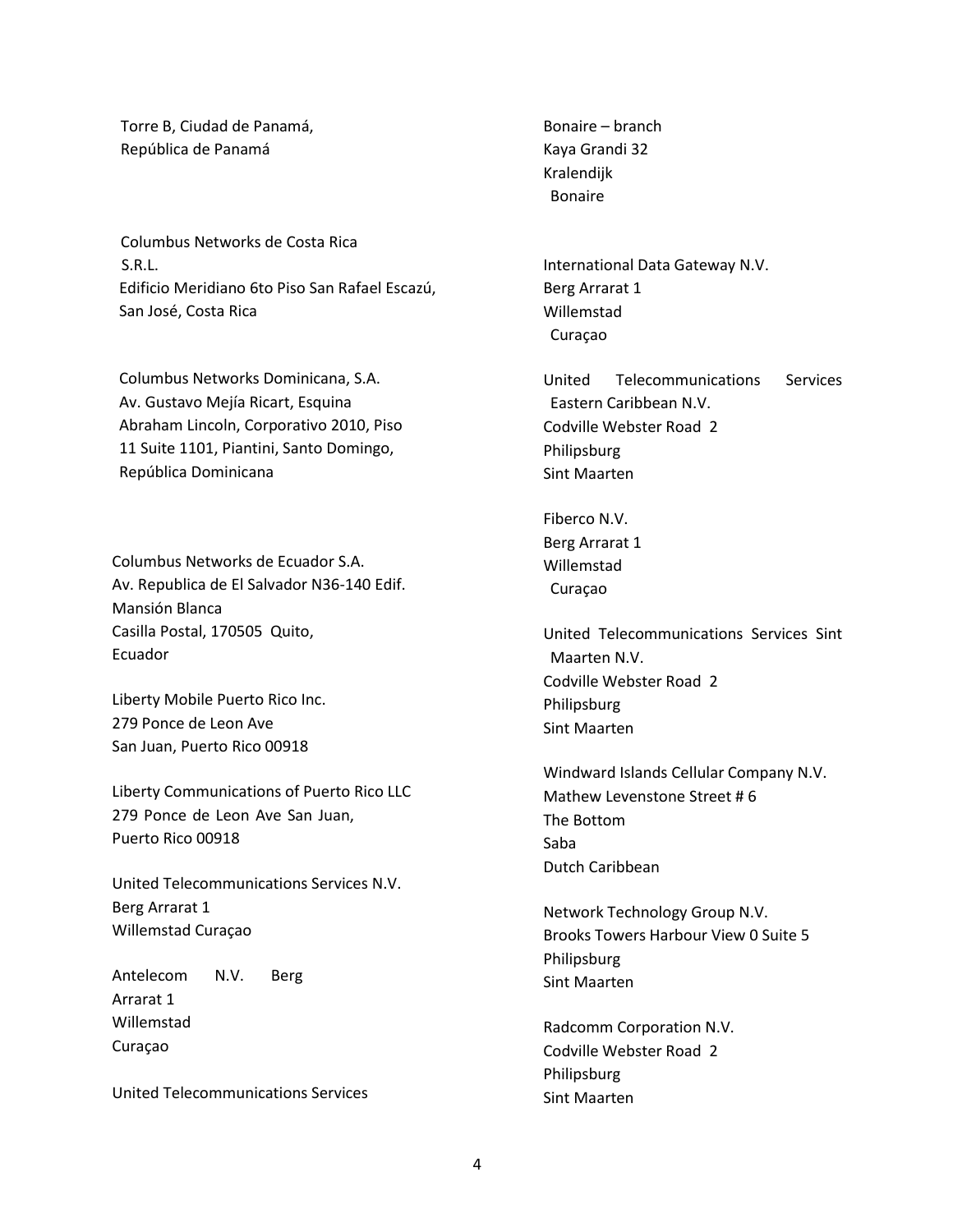Torre B, Ciudad de Panamá,
República de Panamá

Columbus Networks de Costa Rica
S.R.L.
Edificio Meridiano 6to Piso San Rafael Escazú,
San José, Costa Rica

Columbus Networks Dominicana, S.A.
Av. Gustavo Mejía Ricart, Esquina
Abraham Lincoln, Corporativo 2010, Piso
11 Suite 1101, Piantini, Santo Domingo,
República Dominicana

Columbus Networks de Ecuador S.A.
Av. Republica de El Salvador N36-140 Edif.
Mansión Blanca
Casilla Postal, 170505 Quito,
Ecuador

Liberty Mobile Puerto Rico Inc.
279 Ponce de Leon Ave
San Juan, Puerto Rico 00918

Liberty Communications of Puerto Rico LLC
279 Ponce de Leon Ave San Juan,
Puerto Rico 00918

United Telecommunications Services N.V.
Berg Arrarat 1
Willemstad Curaçao

Antelecom N.V. Berg
Arrarat 1
Willemstad
Curaçao

United Telecommunications Services
Bonaire – branch
Kaya Grandi 32
Kralendijk
Bonaire

International Data Gateway N.V.
Berg Arrarat 1
Willemstad
Curaçao

United Telecommunications Services
Eastern Caribbean N.V.
Codville Webster Road 2
Philipsburg
Sint Maarten

Fiberco N.V.
Berg Arrarat 1
Willemstad
Curaçao

United Telecommunications Services Sint
Maarten N.V.
Codville Webster Road 2
Philipsburg
Sint Maarten

Windward Islands Cellular Company N.V.
Mathew Levenstone Street # 6
The Bottom
Saba
Dutch Caribbean

Network Technology Group N.V.
Brooks Towers Harbour View 0 Suite 5
Philipsburg
Sint Maarten

Radcomm Corporation N.V.
Codville Webster Road 2
Philipsburg
Sint Maarten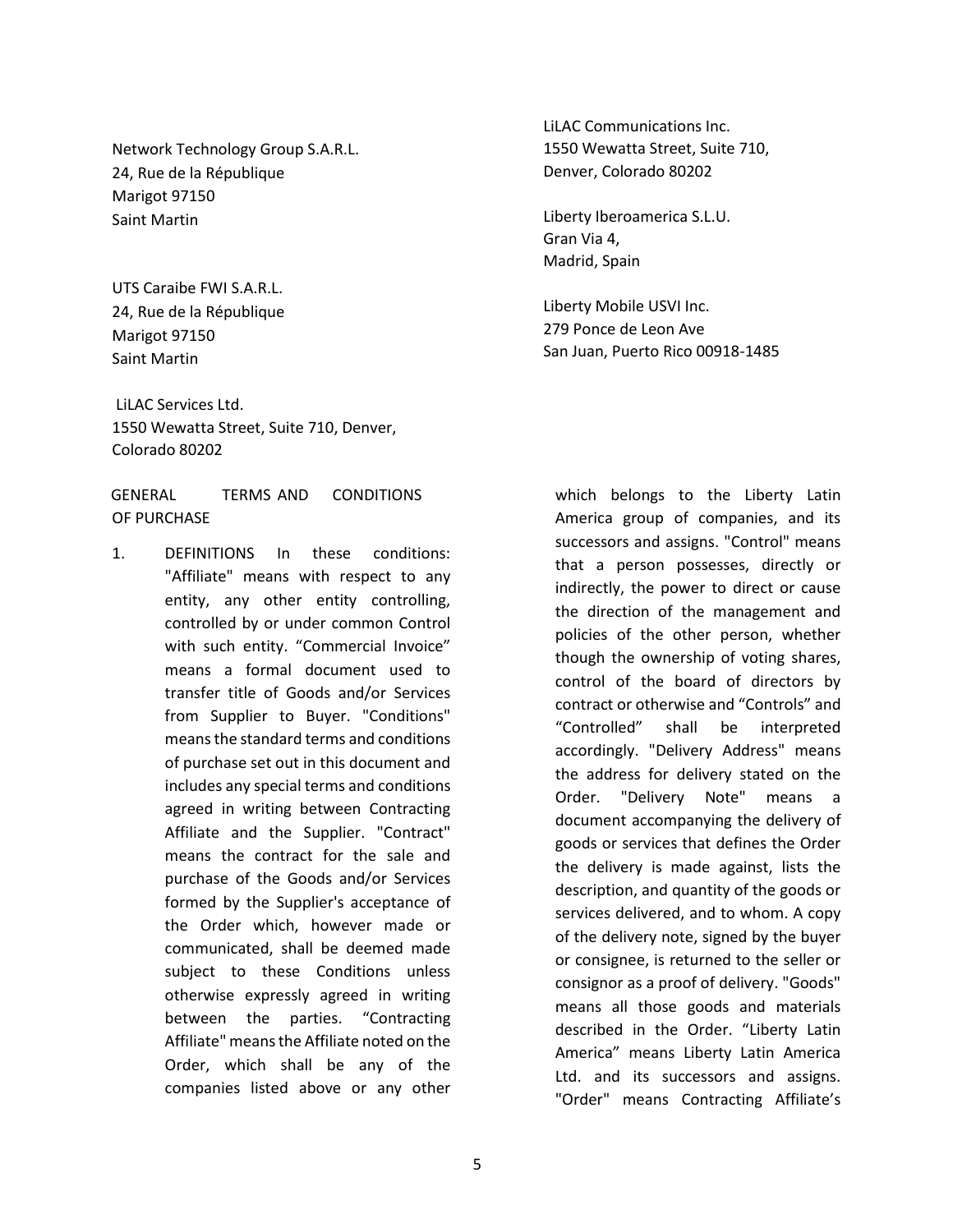Network Technology Group S.A.R.L.
24, Rue de la République
Marigot 97150
Saint Martin

UTS Caraibe FWI S.A.R.L.
24, Rue de la République
Marigot 97150
Saint Martin

LiLAC Services Ltd.
1550 Wewatta Street, Suite 710, Denver,
Colorado 80202

LiLAC Communications Inc.
1550 Wewatta Street, Suite 710,
Denver, Colorado 80202

Liberty Iberoamerica S.L.U.
Gran Via 4,
Madrid, Spain

Liberty Mobile USVI Inc.
279 Ponce de Leon Ave
San Juan, Puerto Rico 00918-1485

## GENERAL TERMS AND CONDITIONS OF PURCHASE

1. DEFINITIONS In these conditions: "Affiliate" means with respect to any entity, any other entity controlling, controlled by or under common Control with such entity. "Commercial Invoice" means a formal document used to transfer title of Goods and/or Services from Supplier to Buyer. "Conditions" means the standard terms and conditions of purchase set out in this document and includes any special terms and conditions agreed in writing between Contracting Affiliate and the Supplier. "Contract" means the contract for the sale and purchase of the Goods and/or Services formed by the Supplier's acceptance of the Order which, however made or communicated, shall be deemed made subject to these Conditions unless otherwise expressly agreed in writing between the parties. "Contracting Affiliate" means the Affiliate noted on the Order, which shall be any of the companies listed above or any other which belongs to the Liberty Latin America group of companies, and its successors and assigns. "Control" means that a person possesses, directly or indirectly, the power to direct or cause the direction of the management and policies of the other person, whether though the ownership of voting shares, control of the board of directors by contract or otherwise and "Controls" and "Controlled" shall be interpreted accordingly. "Delivery Address" means the address for delivery stated on the Order. "Delivery Note" means a document accompanying the delivery of goods or services that defines the Order the delivery is made against, lists the description, and quantity of the goods or services delivered, and to whom. A copy of the delivery note, signed by the buyer or consignee, is returned to the seller or consignor as a proof of delivery. "Goods" means all those goods and materials described in the Order. "Liberty Latin America" means Liberty Latin America Ltd. and its successors and assigns. "Order" means Contracting Affiliate's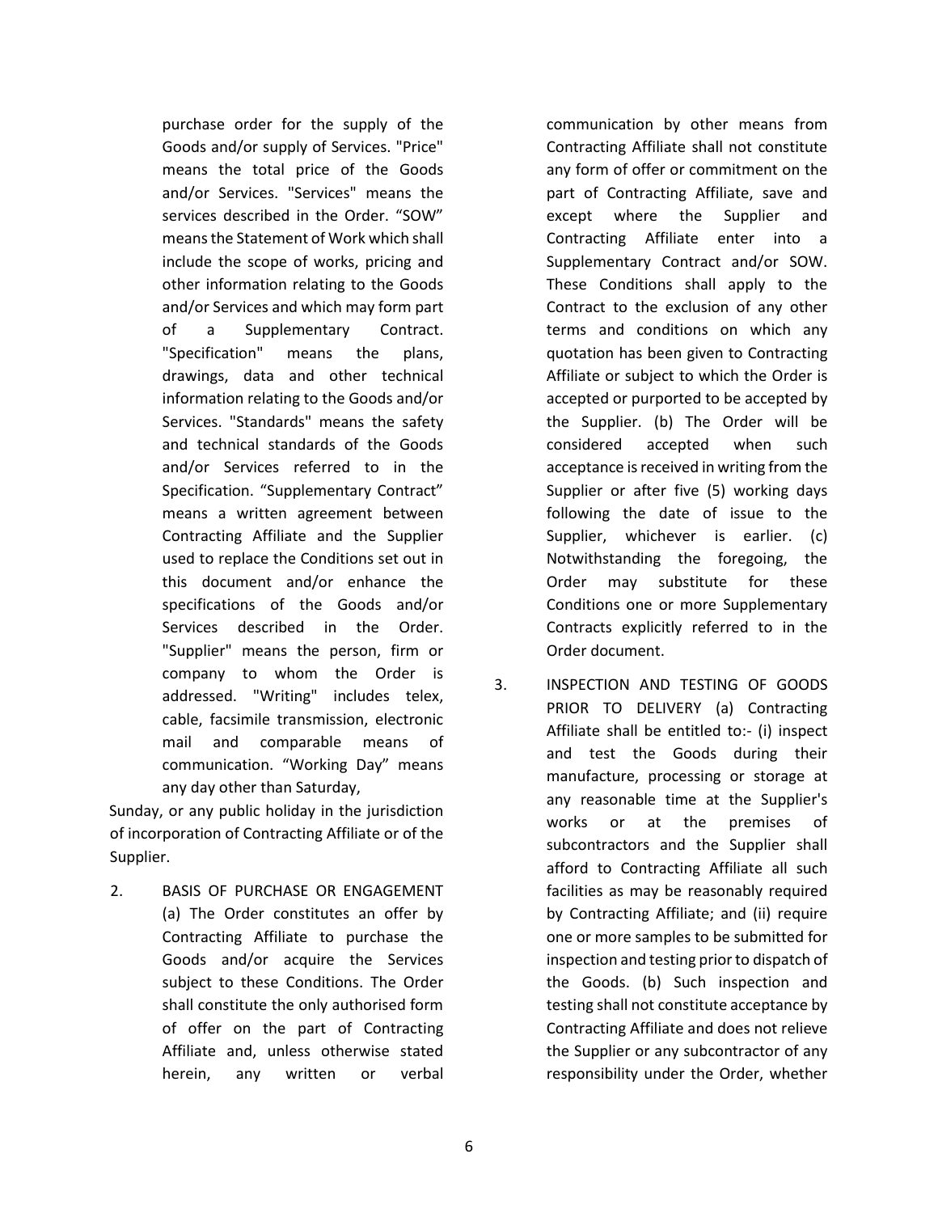purchase order for the supply of the Goods and/or supply of Services. "Price" means the total price of the Goods and/or Services. "Services" means the services described in the Order. "SOW" means the Statement of Work which shall include the scope of works, pricing and other information relating to the Goods and/or Services and which may form part of a Supplementary Contract. "Specification" means the plans, drawings, data and other technical information relating to the Goods and/or Services. "Standards" means the safety and technical standards of the Goods and/or Services referred to in the Specification. "Supplementary Contract" means a written agreement between Contracting Affiliate and the Supplier used to replace the Conditions set out in this document and/or enhance the specifications of the Goods and/or Services described in the Order. "Supplier" means the person, firm or company to whom the Order is addressed. "Writing" includes telex, cable, facsimile transmission, electronic mail and comparable means of communication. "Working Day" means any day other than Saturday, Sunday, or any public holiday in the jurisdiction of incorporation of Contracting Affiliate or of the Supplier.

2. BASIS OF PURCHASE OR ENGAGEMENT (a) The Order constitutes an offer by Contracting Affiliate to purchase the Goods and/or acquire the Services subject to these Conditions. The Order shall constitute the only authorised form of offer on the part of Contracting Affiliate and, unless otherwise stated herein, any written or verbal communication by other means from Contracting Affiliate shall not constitute any form of offer or commitment on the part of Contracting Affiliate, save and except where the Supplier and Contracting Affiliate enter into a Supplementary Contract and/or SOW. These Conditions shall apply to the Contract to the exclusion of any other terms and conditions on which any quotation has been given to Contracting Affiliate or subject to which the Order is accepted or purported to be accepted by the Supplier. (b) The Order will be considered accepted when such acceptance is received in writing from the Supplier or after five (5) working days following the date of issue to the Supplier, whichever is earlier. (c) Notwithstanding the foregoing, the Order may substitute for these Conditions one or more Supplementary Contracts explicitly referred to in the Order document.

3. INSPECTION AND TESTING OF GOODS PRIOR TO DELIVERY (a) Contracting Affiliate shall be entitled to:- (i) inspect and test the Goods during their manufacture, processing or storage at any reasonable time at the Supplier's works or at the premises of subcontractors and the Supplier shall afford to Contracting Affiliate all such facilities as may be reasonably required by Contracting Affiliate; and (ii) require one or more samples to be submitted for inspection and testing prior to dispatch of the Goods. (b) Such inspection and testing shall not constitute acceptance by Contracting Affiliate and does not relieve the Supplier or any subcontractor of any responsibility under the Order, whether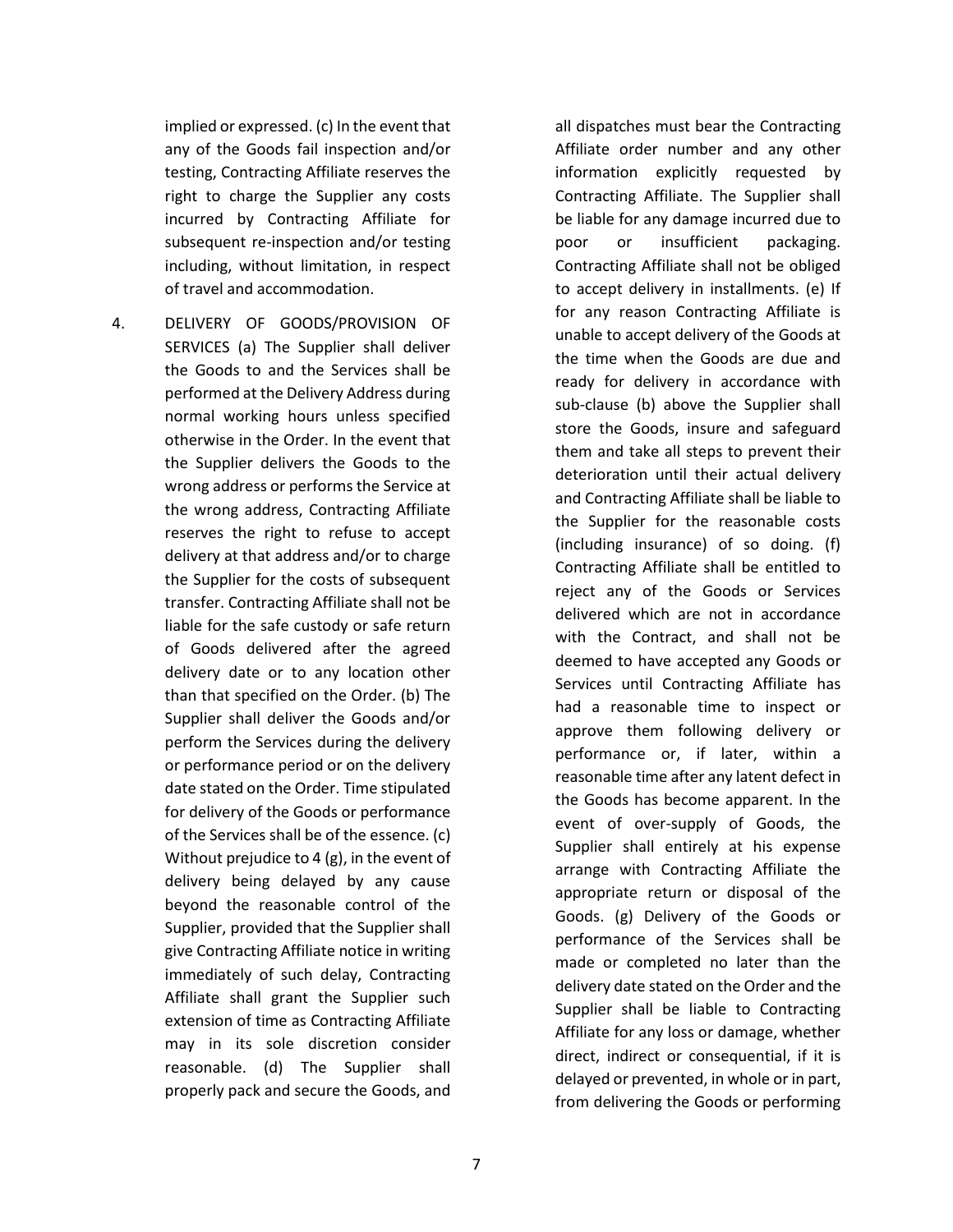implied or expressed. (c) In the event that any of the Goods fail inspection and/or testing, Contracting Affiliate reserves the right to charge the Supplier any costs incurred by Contracting Affiliate for subsequent re-inspection and/or testing including, without limitation, in respect of travel and accommodation.

4. DELIVERY OF GOODS/PROVISION OF SERVICES (a) The Supplier shall deliver the Goods to and the Services shall be performed at the Delivery Address during normal working hours unless specified otherwise in the Order. In the event that the Supplier delivers the Goods to the wrong address or performs the Service at the wrong address, Contracting Affiliate reserves the right to refuse to accept delivery at that address and/or to charge the Supplier for the costs of subsequent transfer. Contracting Affiliate shall not be liable for the safe custody or safe return of Goods delivered after the agreed delivery date or to any location other than that specified on the Order. (b) The Supplier shall deliver the Goods and/or perform the Services during the delivery or performance period or on the delivery date stated on the Order. Time stipulated for delivery of the Goods or performance of the Services shall be of the essence. (c) Without prejudice to 4 (g), in the event of delivery being delayed by any cause beyond the reasonable control of the Supplier, provided that the Supplier shall give Contracting Affiliate notice in writing immediately of such delay, Contracting Affiliate shall grant the Supplier such extension of time as Contracting Affiliate may in its sole discretion consider reasonable. (d) The Supplier shall properly pack and secure the Goods, and all dispatches must bear the Contracting Affiliate order number and any other information explicitly requested by Contracting Affiliate. The Supplier shall be liable for any damage incurred due to poor or insufficient packaging. Contracting Affiliate shall not be obliged to accept delivery in installments. (e) If for any reason Contracting Affiliate is unable to accept delivery of the Goods at the time when the Goods are due and ready for delivery in accordance with sub-clause (b) above the Supplier shall store the Goods, insure and safeguard them and take all steps to prevent their deterioration until their actual delivery and Contracting Affiliate shall be liable to the Supplier for the reasonable costs (including insurance) of so doing. (f) Contracting Affiliate shall be entitled to reject any of the Goods or Services delivered which are not in accordance with the Contract, and shall not be deemed to have accepted any Goods or Services until Contracting Affiliate has had a reasonable time to inspect or approve them following delivery or performance or, if later, within a reasonable time after any latent defect in the Goods has become apparent. In the event of over-supply of Goods, the Supplier shall entirely at his expense arrange with Contracting Affiliate the appropriate return or disposal of the Goods. (g) Delivery of the Goods or performance of the Services shall be made or completed no later than the delivery date stated on the Order and the Supplier shall be liable to Contracting Affiliate for any loss or damage, whether direct, indirect or consequential, if it is delayed or prevented, in whole or in part, from delivering the Goods or performing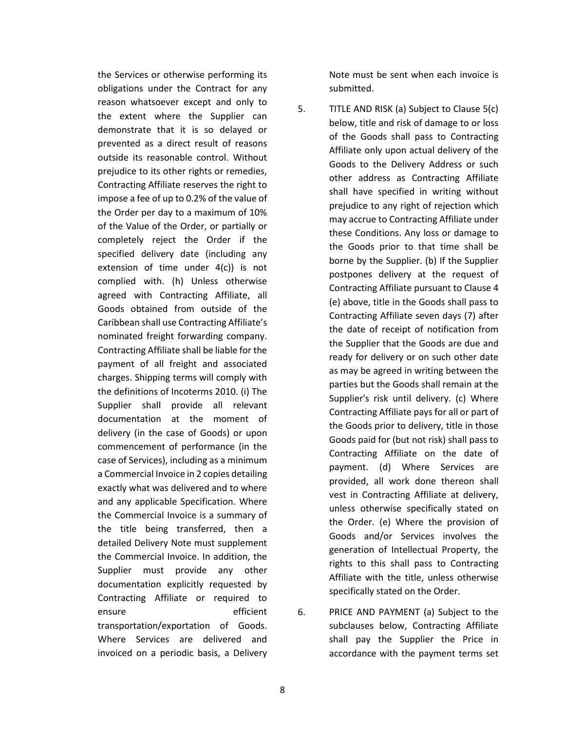the Services or otherwise performing its obligations under the Contract for any reason whatsoever except and only to the extent where the Supplier can demonstrate that it is so delayed or prevented as a direct result of reasons outside its reasonable control. Without prejudice to its other rights or remedies, Contracting Affiliate reserves the right to impose a fee of up to 0.2% of the value of the Order per day to a maximum of 10% of the Value of the Order, or partially or completely reject the Order if the specified delivery date (including any extension of time under 4(c)) is not complied with. (h) Unless otherwise agreed with Contracting Affiliate, all Goods obtained from outside of the Caribbean shall use Contracting Affiliate's nominated freight forwarding company. Contracting Affiliate shall be liable for the payment of all freight and associated charges. Shipping terms will comply with the definitions of Incoterms 2010. (i) The Supplier shall provide all relevant documentation at the moment of delivery (in the case of Goods) or upon commencement of performance (in the case of Services), including as a minimum a Commercial Invoice in 2 copies detailing exactly what was delivered and to where and any applicable Specification. Where the Commercial Invoice is a summary of the title being transferred, then a detailed Delivery Note must supplement the Commercial Invoice. In addition, the Supplier must provide any other documentation explicitly requested by Contracting Affiliate or required to ensure efficient transportation/exportation of Goods. Where Services are delivered and invoiced on a periodic basis, a Delivery Note must be sent when each invoice is submitted.

5. TITLE AND RISK (a) Subject to Clause 5(c) below, title and risk of damage to or loss of the Goods shall pass to Contracting Affiliate only upon actual delivery of the Goods to the Delivery Address or such other address as Contracting Affiliate shall have specified in writing without prejudice to any right of rejection which may accrue to Contracting Affiliate under these Conditions. Any loss or damage to the Goods prior to that time shall be borne by the Supplier. (b) If the Supplier postpones delivery at the request of Contracting Affiliate pursuant to Clause 4 (e) above, title in the Goods shall pass to Contracting Affiliate seven days (7) after the date of receipt of notification from the Supplier that the Goods are due and ready for delivery or on such other date as may be agreed in writing between the parties but the Goods shall remain at the Supplier's risk until delivery. (c) Where Contracting Affiliate pays for all or part of the Goods prior to delivery, title in those Goods paid for (but not risk) shall pass to Contracting Affiliate on the date of payment. (d) Where Services are provided, all work done thereon shall vest in Contracting Affiliate at delivery, unless otherwise specifically stated on the Order. (e) Where the provision of Goods and/or Services involves the generation of Intellectual Property, the rights to this shall pass to Contracting Affiliate with the title, unless otherwise specifically stated on the Order.

6. PRICE AND PAYMENT (a) Subject to the subclauses below, Contracting Affiliate shall pay the Supplier the Price in accordance with the payment terms set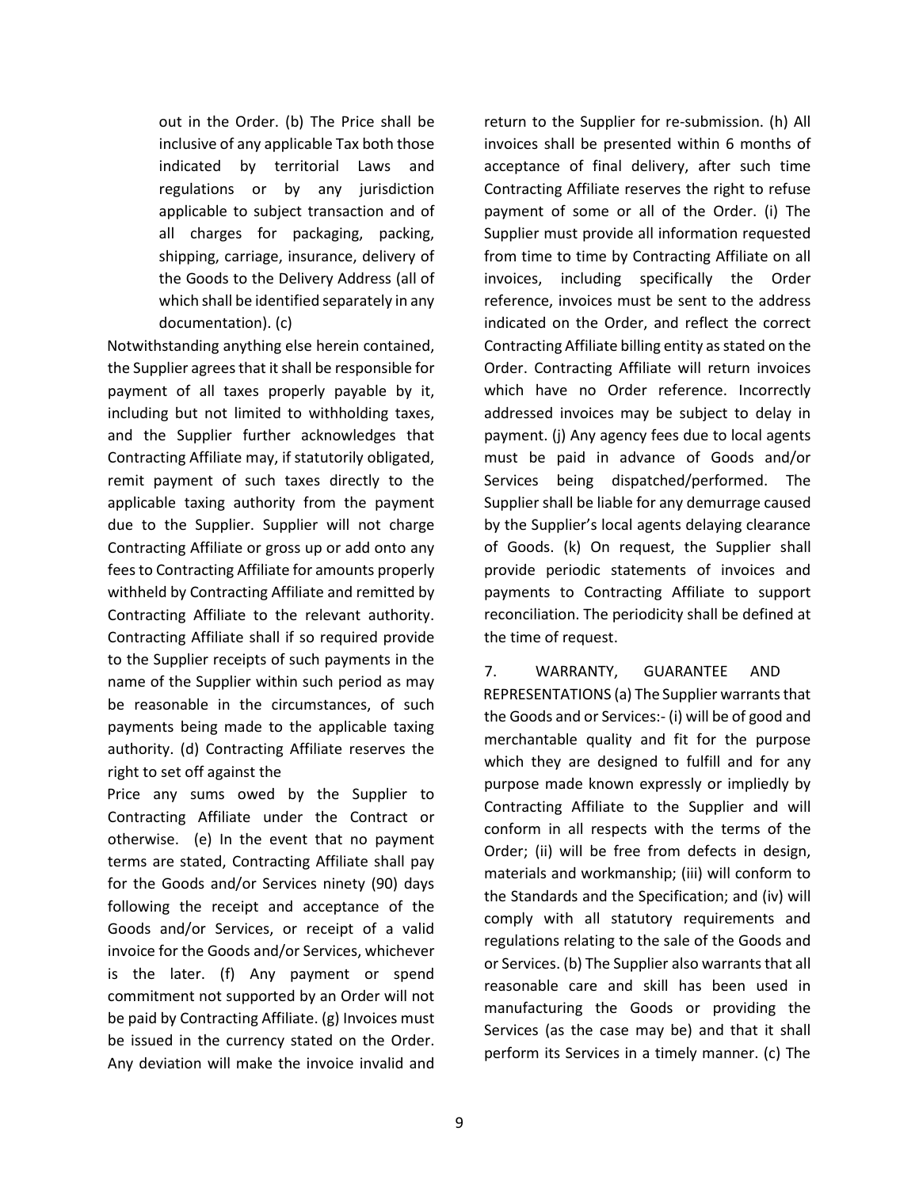out in the Order. (b) The Price shall be inclusive of any applicable Tax both those indicated by territorial Laws and regulations or by any jurisdiction applicable to subject transaction and of all charges for packaging, packing, shipping, carriage, insurance, delivery of the Goods to the Delivery Address (all of which shall be identified separately in any documentation). (c) Notwithstanding anything else herein contained, the Supplier agrees that it shall be responsible for payment of all taxes properly payable by it, including but not limited to withholding taxes, and the Supplier further acknowledges that Contracting Affiliate may, if statutorily obligated, remit payment of such taxes directly to the applicable taxing authority from the payment due to the Supplier. Supplier will not charge Contracting Affiliate or gross up or add onto any fees to Contracting Affiliate for amounts properly withheld by Contracting Affiliate and remitted by Contracting Affiliate to the relevant authority. Contracting Affiliate shall if so required provide to the Supplier receipts of such payments in the name of the Supplier within such period as may be reasonable in the circumstances, of such payments being made to the applicable taxing authority. (d) Contracting Affiliate reserves the right to set off against the Price any sums owed by the Supplier to Contracting Affiliate under the Contract or otherwise. (e) In the event that no payment terms are stated, Contracting Affiliate shall pay for the Goods and/or Services ninety (90) days following the receipt and acceptance of the Goods and/or Services, or receipt of a valid invoice for the Goods and/or Services, whichever is the later. (f) Any payment or spend commitment not supported by an Order will not be paid by Contracting Affiliate. (g) Invoices must be issued in the currency stated on the Order. Any deviation will make the invoice invalid and return to the Supplier for re-submission. (h) All invoices shall be presented within 6 months of acceptance of final delivery, after such time Contracting Affiliate reserves the right to refuse payment of some or all of the Order. (i) The Supplier must provide all information requested from time to time by Contracting Affiliate on all invoices, including specifically the Order reference, invoices must be sent to the address indicated on the Order, and reflect the correct Contracting Affiliate billing entity as stated on the Order. Contracting Affiliate will return invoices which have no Order reference. Incorrectly addressed invoices may be subject to delay in payment. (j) Any agency fees due to local agents must be paid in advance of Goods and/or Services being dispatched/performed. The Supplier shall be liable for any demurrage caused by the Supplier's local agents delaying clearance of Goods. (k) On request, the Supplier shall provide periodic statements of invoices and payments to Contracting Affiliate to support reconciliation. The periodicity shall be defined at the time of request.

7. WARRANTY, GUARANTEE AND REPRESENTATIONS (a) The Supplier warrants that the Goods and or Services:- (i) will be of good and merchantable quality and fit for the purpose which they are designed to fulfill and for any purpose made known expressly or impliedly by Contracting Affiliate to the Supplier and will conform in all respects with the terms of the Order; (ii) will be free from defects in design, materials and workmanship; (iii) will conform to the Standards and the Specification; and (iv) will comply with all statutory requirements and regulations relating to the sale of the Goods and or Services. (b) The Supplier also warrants that all reasonable care and skill has been used in manufacturing the Goods or providing the Services (as the case may be) and that it shall perform its Services in a timely manner. (c) The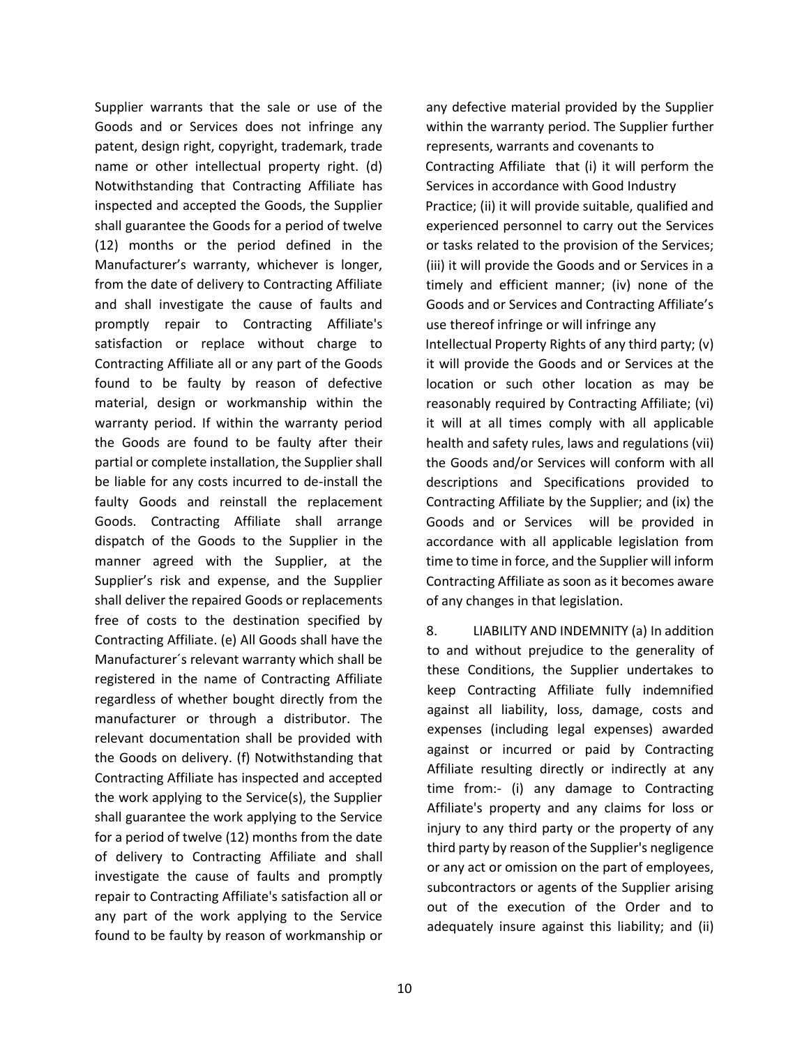Supplier warrants that the sale or use of the Goods and or Services does not infringe any patent, design right, copyright, trademark, trade name or other intellectual property right. (d) Notwithstanding that Contracting Affiliate has inspected and accepted the Goods, the Supplier shall guarantee the Goods for a period of twelve (12) months or the period defined in the Manufacturer's warranty, whichever is longer, from the date of delivery to Contracting Affiliate and shall investigate the cause of faults and promptly repair to Contracting Affiliate's satisfaction or replace without charge to Contracting Affiliate all or any part of the Goods found to be faulty by reason of defective material, design or workmanship within the warranty period. If within the warranty period the Goods are found to be faulty after their partial or complete installation, the Supplier shall be liable for any costs incurred to de-install the faulty Goods and reinstall the replacement Goods. Contracting Affiliate shall arrange dispatch of the Goods to the Supplier in the manner agreed with the Supplier, at the Supplier's risk and expense, and the Supplier shall deliver the repaired Goods or replacements free of costs to the destination specified by Contracting Affiliate. (e) All Goods shall have the Manufacturer´s relevant warranty which shall be registered in the name of Contracting Affiliate regardless of whether bought directly from the manufacturer or through a distributor. The relevant documentation shall be provided with the Goods on delivery. (f) Notwithstanding that Contracting Affiliate has inspected and accepted the work applying to the Service(s), the Supplier shall guarantee the work applying to the Service for a period of twelve (12) months from the date of delivery to Contracting Affiliate and shall investigate the cause of faults and promptly repair to Contracting Affiliate's satisfaction all or any part of the work applying to the Service found to be faulty by reason of workmanship or any defective material provided by the Supplier within the warranty period. The Supplier further represents, warrants and covenants to Contracting Affiliate that (i) it will perform the Services in accordance with Good Industry Practice; (ii) it will provide suitable, qualified and experienced personnel to carry out the Services or tasks related to the provision of the Services; (iii) it will provide the Goods and or Services in a timely and efficient manner; (iv) none of the Goods and or Services and Contracting Affiliate's use thereof infringe or will infringe any Intellectual Property Rights of any third party; (v) it will provide the Goods and or Services at the location or such other location as may be reasonably required by Contracting Affiliate; (vi) it will at all times comply with all applicable health and safety rules, laws and regulations (vii) the Goods and/or Services will conform with all descriptions and Specifications provided to Contracting Affiliate by the Supplier; and (ix) the Goods and or Services will be provided in accordance with all applicable legislation from time to time in force, and the Supplier will inform Contracting Affiliate as soon as it becomes aware of any changes in that legislation.

8. LIABILITY AND INDEMNITY (a) In addition to and without prejudice to the generality of these Conditions, the Supplier undertakes to keep Contracting Affiliate fully indemnified against all liability, loss, damage, costs and expenses (including legal expenses) awarded against or incurred or paid by Contracting Affiliate resulting directly or indirectly at any time from:- (i) any damage to Contracting Affiliate's property and any claims for loss or injury to any third party or the property of any third party by reason of the Supplier's negligence or any act or omission on the part of employees, subcontractors or agents of the Supplier arising out of the execution of the Order and to adequately insure against this liability; and (ii)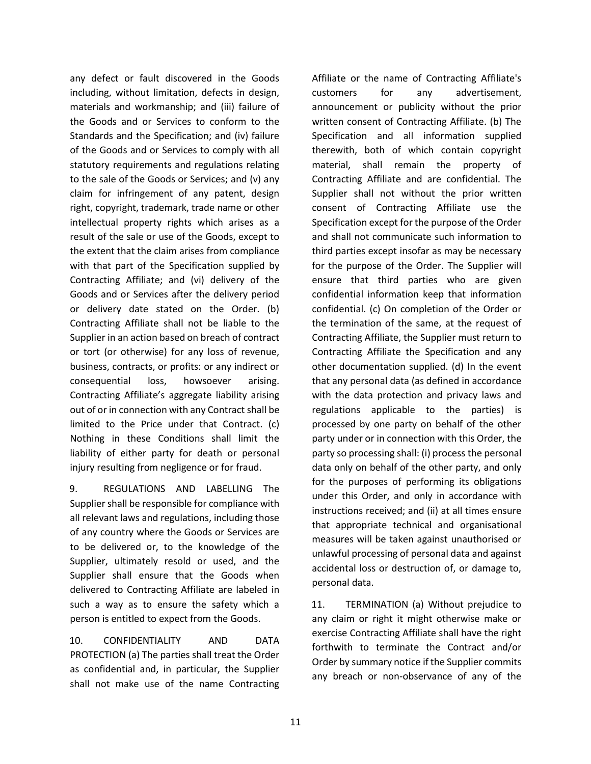any defect or fault discovered in the Goods including, without limitation, defects in design, materials and workmanship; and (iii) failure of the Goods and or Services to conform to the Standards and the Specification; and (iv) failure of the Goods and or Services to comply with all statutory requirements and regulations relating to the sale of the Goods or Services; and (v) any claim for infringement of any patent, design right, copyright, trademark, trade name or other intellectual property rights which arises as a result of the sale or use of the Goods, except to the extent that the claim arises from compliance with that part of the Specification supplied by Contracting Affiliate; and (vi) delivery of the Goods and or Services after the delivery period or delivery date stated on the Order. (b) Contracting Affiliate shall not be liable to the Supplier in an action based on breach of contract or tort (or otherwise) for any loss of revenue, business, contracts, or profits: or any indirect or consequential loss, howsoever arising. Contracting Affiliate's aggregate liability arising out of or in connection with any Contract shall be limited to the Price under that Contract. (c) Nothing in these Conditions shall limit the liability of either party for death or personal injury resulting from negligence or for fraud.

9. REGULATIONS AND LABELLING The Supplier shall be responsible for compliance with all relevant laws and regulations, including those of any country where the Goods or Services are to be delivered or, to the knowledge of the Supplier, ultimately resold or used, and the Supplier shall ensure that the Goods when delivered to Contracting Affiliate are labeled in such a way as to ensure the safety which a person is entitled to expect from the Goods.

10. CONFIDENTIALITY AND DATA PROTECTION (a) The parties shall treat the Order as confidential and, in particular, the Supplier shall not make use of the name Contracting Affiliate or the name of Contracting Affiliate's customers for any advertisement, announcement or publicity without the prior written consent of Contracting Affiliate. (b) The Specification and all information supplied therewith, both of which contain copyright material, shall remain the property of Contracting Affiliate and are confidential. The Supplier shall not without the prior written consent of Contracting Affiliate use the Specification except for the purpose of the Order and shall not communicate such information to third parties except insofar as may be necessary for the purpose of the Order. The Supplier will ensure that third parties who are given confidential information keep that information confidential. (c) On completion of the Order or the termination of the same, at the request of Contracting Affiliate, the Supplier must return to Contracting Affiliate the Specification and any other documentation supplied. (d) In the event that any personal data (as defined in accordance with the data protection and privacy laws and regulations applicable to the parties) is processed by one party on behalf of the other party under or in connection with this Order, the party so processing shall: (i) process the personal data only on behalf of the other party, and only for the purposes of performing its obligations under this Order, and only in accordance with instructions received; and (ii) at all times ensure that appropriate technical and organisational measures will be taken against unauthorised or unlawful processing of personal data and against accidental loss or destruction of, or damage to, personal data.

11. TERMINATION (a) Without prejudice to any claim or right it might otherwise make or exercise Contracting Affiliate shall have the right forthwith to terminate the Contract and/or Order by summary notice if the Supplier commits any breach or non-observance of any of the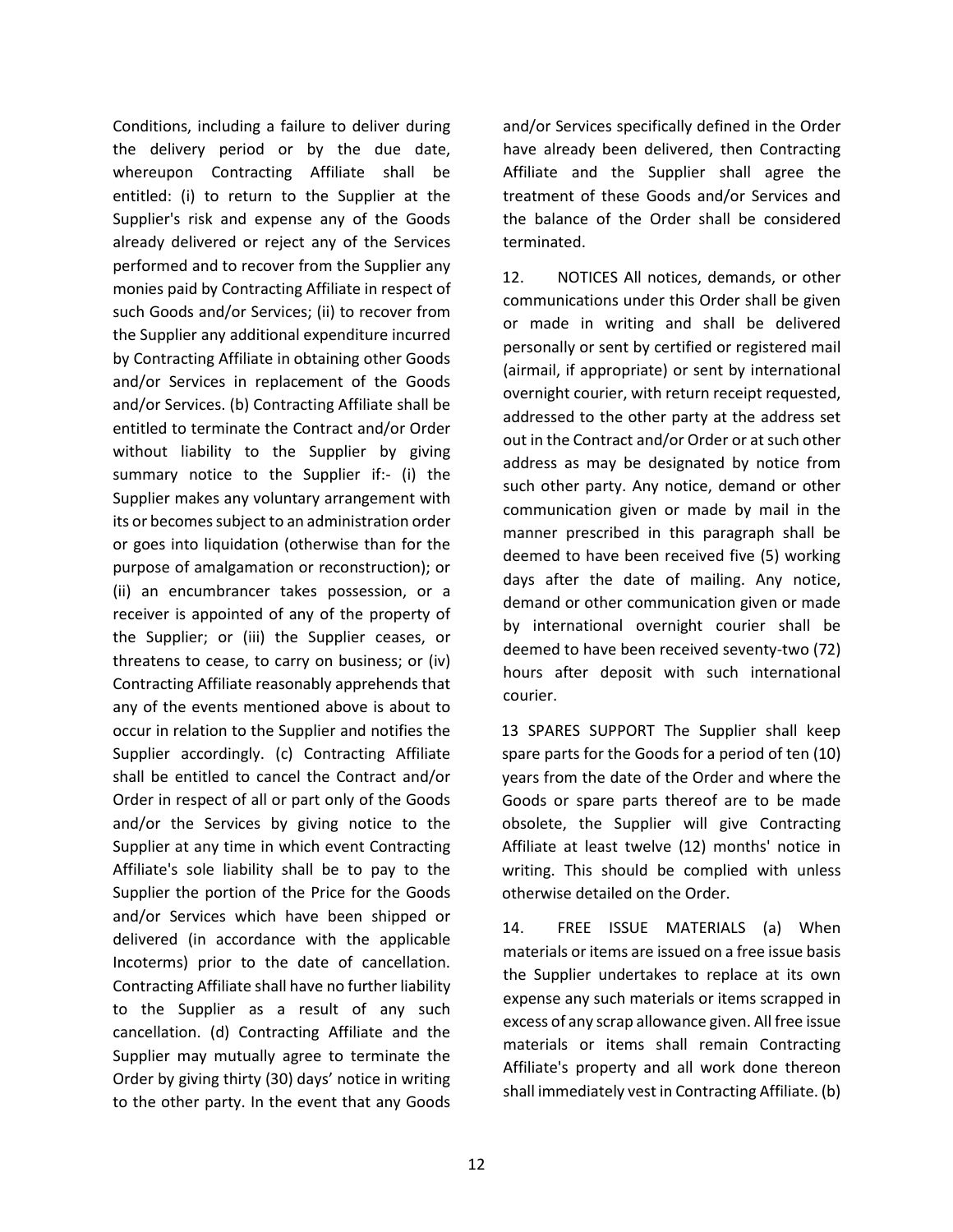Conditions, including a failure to deliver during the delivery period or by the due date, whereupon Contracting Affiliate shall be entitled: (i) to return to the Supplier at the Supplier's risk and expense any of the Goods already delivered or reject any of the Services performed and to recover from the Supplier any monies paid by Contracting Affiliate in respect of such Goods and/or Services; (ii) to recover from the Supplier any additional expenditure incurred by Contracting Affiliate in obtaining other Goods and/or Services in replacement of the Goods and/or Services. (b) Contracting Affiliate shall be entitled to terminate the Contract and/or Order without liability to the Supplier by giving summary notice to the Supplier if:- (i) the Supplier makes any voluntary arrangement with its or becomes subject to an administration order or goes into liquidation (otherwise than for the purpose of amalgamation or reconstruction); or (ii) an encumbrancer takes possession, or a receiver is appointed of any of the property of the Supplier; or (iii) the Supplier ceases, or threatens to cease, to carry on business; or (iv) Contracting Affiliate reasonably apprehends that any of the events mentioned above is about to occur in relation to the Supplier and notifies the Supplier accordingly. (c) Contracting Affiliate shall be entitled to cancel the Contract and/or Order in respect of all or part only of the Goods and/or the Services by giving notice to the Supplier at any time in which event Contracting Affiliate's sole liability shall be to pay to the Supplier the portion of the Price for the Goods and/or Services which have been shipped or delivered (in accordance with the applicable Incoterms) prior to the date of cancellation. Contracting Affiliate shall have no further liability to the Supplier as a result of any such cancellation. (d) Contracting Affiliate and the Supplier may mutually agree to terminate the Order by giving thirty (30) days' notice in writing to the other party. In the event that any Goods and/or Services specifically defined in the Order have already been delivered, then Contracting Affiliate and the Supplier shall agree the treatment of these Goods and/or Services and the balance of the Order shall be considered terminated.

12. NOTICES All notices, demands, or other communications under this Order shall be given or made in writing and shall be delivered personally or sent by certified or registered mail (airmail, if appropriate) or sent by international overnight courier, with return receipt requested, addressed to the other party at the address set out in the Contract and/or Order or at such other address as may be designated by notice from such other party. Any notice, demand or other communication given or made by mail in the manner prescribed in this paragraph shall be deemed to have been received five (5) working days after the date of mailing. Any notice, demand or other communication given or made by international overnight courier shall be deemed to have been received seventy-two (72) hours after deposit with such international courier.

13 SPARES SUPPORT The Supplier shall keep spare parts for the Goods for a period of ten (10) years from the date of the Order and where the Goods or spare parts thereof are to be made obsolete, the Supplier will give Contracting Affiliate at least twelve (12) months' notice in writing. This should be complied with unless otherwise detailed on the Order.

14. FREE ISSUE MATERIALS (a) When materials or items are issued on a free issue basis the Supplier undertakes to replace at its own expense any such materials or items scrapped in excess of any scrap allowance given. All free issue materials or items shall remain Contracting Affiliate's property and all work done thereon shall immediately vest in Contracting Affiliate. (b)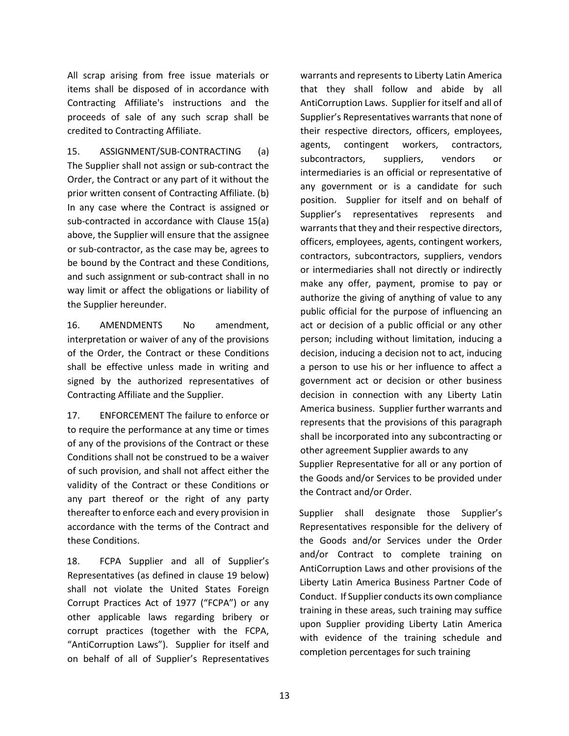All scrap arising from free issue materials or items shall be disposed of in accordance with Contracting Affiliate's instructions and the proceeds of sale of any such scrap shall be credited to Contracting Affiliate.

15. ASSIGNMENT/SUB-CONTRACTING (a) The Supplier shall not assign or sub-contract the Order, the Contract or any part of it without the prior written consent of Contracting Affiliate. (b) In any case where the Contract is assigned or sub-contracted in accordance with Clause 15(a) above, the Supplier will ensure that the assignee or sub-contractor, as the case may be, agrees to be bound by the Contract and these Conditions, and such assignment or sub-contract shall in no way limit or affect the obligations or liability of the Supplier hereunder.

16. AMENDMENTS No amendment, interpretation or waiver of any of the provisions of the Order, the Contract or these Conditions shall be effective unless made in writing and signed by the authorized representatives of Contracting Affiliate and the Supplier.

17. ENFORCEMENT The failure to enforce or to require the performance at any time or times of any of the provisions of the Contract or these Conditions shall not be construed to be a waiver of such provision, and shall not affect either the validity of the Contract or these Conditions or any part thereof or the right of any party thereafter to enforce each and every provision in accordance with the terms of the Contract and these Conditions.

18. FCPA Supplier and all of Supplier's Representatives (as defined in clause 19 below) shall not violate the United States Foreign Corrupt Practices Act of 1977 ("FCPA") or any other applicable laws regarding bribery or corrupt practices (together with the FCPA, "AntiCorruption Laws"). Supplier for itself and on behalf of all of Supplier's Representatives warrants and represents to Liberty Latin America that they shall follow and abide by all AntiCorruption Laws. Supplier for itself and all of Supplier's Representatives warrants that none of their respective directors, officers, employees, agents, contingent workers, contractors, subcontractors, suppliers, vendors or intermediaries is an official or representative of any government or is a candidate for such position. Supplier for itself and on behalf of Supplier's representatives represents and warrants that they and their respective directors, officers, employees, agents, contingent workers, contractors, subcontractors, suppliers, vendors or intermediaries shall not directly or indirectly make any offer, payment, promise to pay or authorize the giving of anything of value to any public official for the purpose of influencing an act or decision of a public official or any other person; including without limitation, inducing a decision, inducing a decision not to act, inducing a person to use his or her influence to affect a government act or decision or other business decision in connection with any Liberty Latin America business. Supplier further warrants and represents that the provisions of this paragraph shall be incorporated into any subcontracting or other agreement Supplier awards to any Supplier Representative for all or any portion of the Goods and/or Services to be provided under the Contract and/or Order.

Supplier shall designate those Supplier's Representatives responsible for the delivery of the Goods and/or Services under the Order and/or Contract to complete training on AntiCorruption Laws and other provisions of the Liberty Latin America Business Partner Code of Conduct. If Supplier conducts its own compliance training in these areas, such training may suffice upon Supplier providing Liberty Latin America with evidence of the training schedule and completion percentages for such training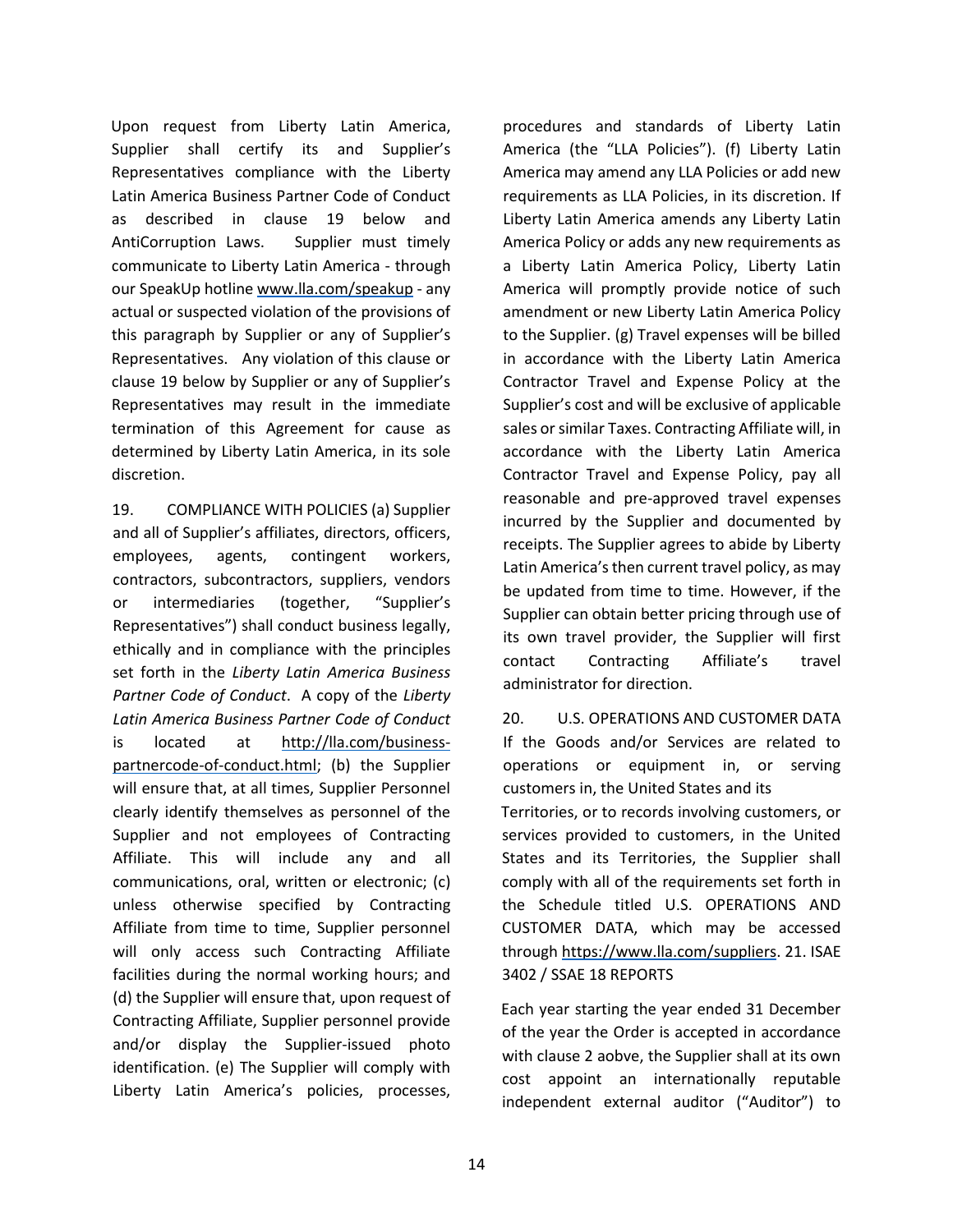Upon request from Liberty Latin America, Supplier shall certify its and Supplier's Representatives compliance with the Liberty Latin America Business Partner Code of Conduct as described in clause 19 below and AntiCorruption Laws. Supplier must timely communicate to Liberty Latin America - through our SpeakUp hotline www.lla.com/speakup - any actual or suspected violation of the provisions of this paragraph by Supplier or any of Supplier's Representatives. Any violation of this clause or clause 19 below by Supplier or any of Supplier's Representatives may result in the immediate termination of this Agreement for cause as determined by Liberty Latin America, in its sole discretion.

19. COMPLIANCE WITH POLICIES (a) Supplier and all of Supplier's affiliates, directors, officers, employees, agents, contingent workers, contractors, subcontractors, suppliers, vendors or intermediaries (together, "Supplier's Representatives") shall conduct business legally, ethically and in compliance with the principles set forth in the *Liberty Latin America Business Partner Code of Conduct*. A copy of the *Liberty Latin America Business Partner Code of Conduct* is located at http://lla.com/business-partnercode-of-conduct.html; (b) the Supplier will ensure that, at all times, Supplier Personnel clearly identify themselves as personnel of the Supplier and not employees of Contracting Affiliate. This will include any and all communications, oral, written or electronic; (c) unless otherwise specified by Contracting Affiliate from time to time, Supplier personnel will only access such Contracting Affiliate facilities during the normal working hours; and (d) the Supplier will ensure that, upon request of Contracting Affiliate, Supplier personnel provide and/or display the Supplier-issued photo identification. (e) The Supplier will comply with Liberty Latin America's policies, processes, procedures and standards of Liberty Latin America (the "LLA Policies"). (f) Liberty Latin America may amend any LLA Policies or add new requirements as LLA Policies, in its discretion. If Liberty Latin America amends any Liberty Latin America Policy or adds any new requirements as a Liberty Latin America Policy, Liberty Latin America will promptly provide notice of such amendment or new Liberty Latin America Policy to the Supplier. (g) Travel expenses will be billed in accordance with the Liberty Latin America Contractor Travel and Expense Policy at the Supplier's cost and will be exclusive of applicable sales or similar Taxes. Contracting Affiliate will, in accordance with the Liberty Latin America Contractor Travel and Expense Policy, pay all reasonable and pre-approved travel expenses incurred by the Supplier and documented by receipts. The Supplier agrees to abide by Liberty Latin America's then current travel policy, as may be updated from time to time. However, if the Supplier can obtain better pricing through use of its own travel provider, the Supplier will first contact Contracting Affiliate's travel administrator for direction.

20. U.S. OPERATIONS AND CUSTOMER DATA If the Goods and/or Services are related to operations or equipment in, or serving customers in, the United States and its Territories, or to records involving customers, or services provided to customers, in the United States and its Territories, the Supplier shall comply with all of the requirements set forth in the Schedule titled U.S. OPERATIONS AND CUSTOMER DATA, which may be accessed through https://www.lla.com/suppliers.

21. ISAE 3402 / SSAE 18 REPORTS

Each year starting the year ended 31 December of the year the Order is accepted in accordance with clause 2 aobve, the Supplier shall at its own cost appoint an internationally reputable independent external auditor ("Auditor") to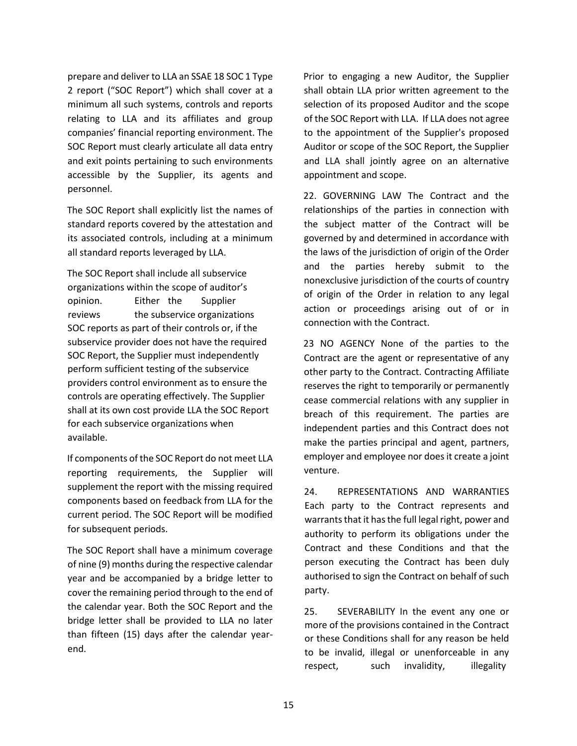prepare and deliver to LLA an SSAE 18 SOC 1 Type 2 report ("SOC Report") which shall cover at a minimum all such systems, controls and reports relating to LLA and its affiliates and group companies' financial reporting environment. The SOC Report must clearly articulate all data entry and exit points pertaining to such environments accessible by the Supplier, its agents and personnel.

The SOC Report shall explicitly list the names of standard reports covered by the attestation and its associated controls, including at a minimum all standard reports leveraged by LLA.

The SOC Report shall include all subservice organizations within the scope of auditor's opinion. Either the Supplier reviews the subservice organizations SOC reports as part of their controls or, if the subservice provider does not have the required SOC Report, the Supplier must independently perform sufficient testing of the subservice providers control environment as to ensure the controls are operating effectively. The Supplier shall at its own cost provide LLA the SOC Report for each subservice organizations when available.

If components of the SOC Report do not meet LLA reporting requirements, the Supplier will supplement the report with the missing required components based on feedback from LLA for the current period. The SOC Report will be modified for subsequent periods.

The SOC Report shall have a minimum coverage of nine (9) months during the respective calendar year and be accompanied by a bridge letter to cover the remaining period through to the end of the calendar year. Both the SOC Report and the bridge letter shall be provided to LLA no later than fifteen (15) days after the calendar year-end.

Prior to engaging a new Auditor, the Supplier shall obtain LLA prior written agreement to the selection of its proposed Auditor and the scope of the SOC Report with LLA. If LLA does not agree to the appointment of the Supplier's proposed Auditor or scope of the SOC Report, the Supplier and LLA shall jointly agree on an alternative appointment and scope.

22. GOVERNING LAW The Contract and the relationships of the parties in connection with the subject matter of the Contract will be governed by and determined in accordance with the laws of the jurisdiction of origin of the Order and the parties hereby submit to the nonexclusive jurisdiction of the courts of country of origin of the Order in relation to any legal action or proceedings arising out of or in connection with the Contract.

23 NO AGENCY None of the parties to the Contract are the agent or representative of any other party to the Contract. Contracting Affiliate reserves the right to temporarily or permanently cease commercial relations with any supplier in breach of this requirement. The parties are independent parties and this Contract does not make the parties principal and agent, partners, employer and employee nor does it create a joint venture.

24. REPRESENTATIONS AND WARRANTIES Each party to the Contract represents and warrants that it has the full legal right, power and authority to perform its obligations under the Contract and these Conditions and that the person executing the Contract has been duly authorised to sign the Contract on behalf of such party.

25. SEVERABILITY In the event any one or more of the provisions contained in the Contract or these Conditions shall for any reason be held to be invalid, illegal or unenforceable in any respect, such invalidity, illegality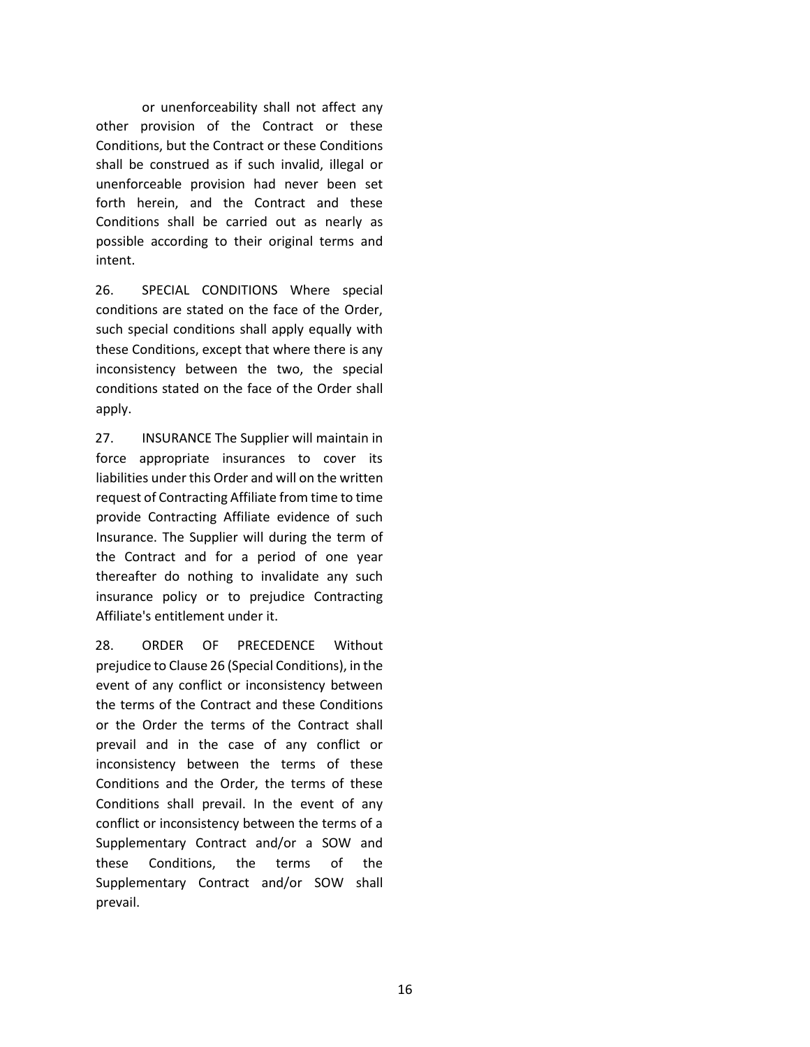or unenforceability shall not affect any other provision of the Contract or these Conditions, but the Contract or these Conditions shall be construed as if such invalid, illegal or unenforceable provision had never been set forth herein, and the Contract and these Conditions shall be carried out as nearly as possible according to their original terms and intent.

26. SPECIAL CONDITIONS Where special conditions are stated on the face of the Order, such special conditions shall apply equally with these Conditions, except that where there is any inconsistency between the two, the special conditions stated on the face of the Order shall apply.

27. INSURANCE The Supplier will maintain in force appropriate insurances to cover its liabilities under this Order and will on the written request of Contracting Affiliate from time to time provide Contracting Affiliate evidence of such Insurance. The Supplier will during the term of the Contract and for a period of one year thereafter do nothing to invalidate any such insurance policy or to prejudice Contracting Affiliate's entitlement under it.

28. ORDER OF PRECEDENCE Without prejudice to Clause 26 (Special Conditions), in the event of any conflict or inconsistency between the terms of the Contract and these Conditions or the Order the terms of the Contract shall prevail and in the case of any conflict or inconsistency between the terms of these Conditions and the Order, the terms of these Conditions shall prevail. In the event of any conflict or inconsistency between the terms of a Supplementary Contract and/or a SOW and these Conditions, the terms of the Supplementary Contract and/or SOW shall prevail.